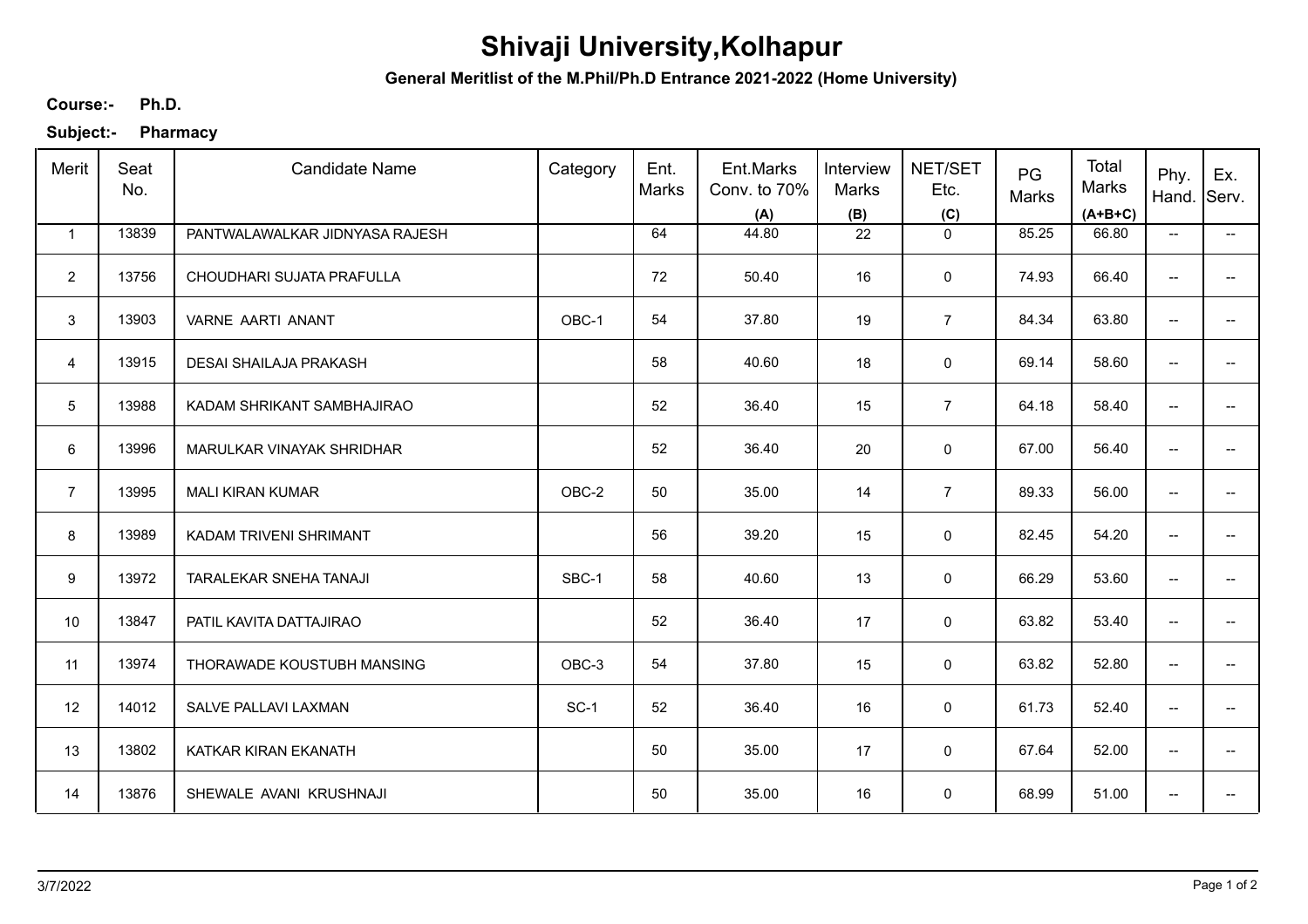# Shivaji University,Kolhapur

**General Meritlist of the M.Phil/Ph.D Entrance 2021-2022 (Home University)**

**Course:-** **Ph.D.**

**Subject:-** **Pharmacy**

| Merit | Seat No. | Candidate Name | Category | Ent. Marks | Ent.Marks Conv. to 70% (A) | Interview Marks (B) | NET/SET Etc. (C) | PG Marks | Total Marks (A+B+C) | Phy. Hand. | Ex. Serv. |
|---|---|---|---|---|---|---|---|---|---|---|---|
| 1 | 13839 | PANTWALAWALKAR JIDNYASA RAJESH | | 64 | 44.80 | 22 | 0 | 85.25 | 66.80 | -- | -- |
| 2 | 13756 | CHOUDHARI SUJATA PRAFULLA | | 72 | 50.40 | 16 | 0 | 74.93 | 66.40 | -- | -- |
| 3 | 13903 | VARNE AARTI ANANT | OBC-1 | 54 | 37.80 | 19 | 7 | 84.34 | 63.80 | -- | -- |
| 4 | 13915 | DESAI SHAILAJA PRAKASH | | 58 | 40.60 | 18 | 0 | 69.14 | 58.60 | -- | -- |
| 5 | 13988 | KADAM SHRIKANT SAMBHAJIRAO | | 52 | 36.40 | 15 | 7 | 64.18 | 58.40 | -- | -- |
| 6 | 13996 | MARULKAR VINAYAK SHRIDHAR | | 52 | 36.40 | 20 | 0 | 67.00 | 56.40 | -- | -- |
| 7 | 13995 | MALI KIRAN KUMAR | OBC-2 | 50 | 35.00 | 14 | 7 | 89.33 | 56.00 | -- | -- |
| 8 | 13989 | KADAM TRIVENI SHRIMANT | | 56 | 39.20 | 15 | 0 | 82.45 | 54.20 | -- | -- |
| 9 | 13972 | TARALEKAR SNEHA TANAJI | SBC-1 | 58 | 40.60 | 13 | 0 | 66.29 | 53.60 | -- | -- |
| 10 | 13847 | PATIL KAVITA DATTAJIRAO | | 52 | 36.40 | 17 | 0 | 63.82 | 53.40 | -- | -- |
| 11 | 13974 | THORAWADE KOUSTUBH MANSING | OBC-3 | 54 | 37.80 | 15 | 0 | 63.82 | 52.80 | -- | -- |
| 12 | 14012 | SALVE PALLAVI LAXMAN | SC-1 | 52 | 36.40 | 16 | 0 | 61.73 | 52.40 | -- | -- |
| 13 | 13802 | KATKAR KIRAN EKANATH | | 50 | 35.00 | 17 | 0 | 67.64 | 52.00 | -- | -- |
| 14 | 13876 | SHEWALE AVANI KRUSHNAJI | | 50 | 35.00 | 16 | 0 | 68.99 | 51.00 | -- | -- |

3/7/2022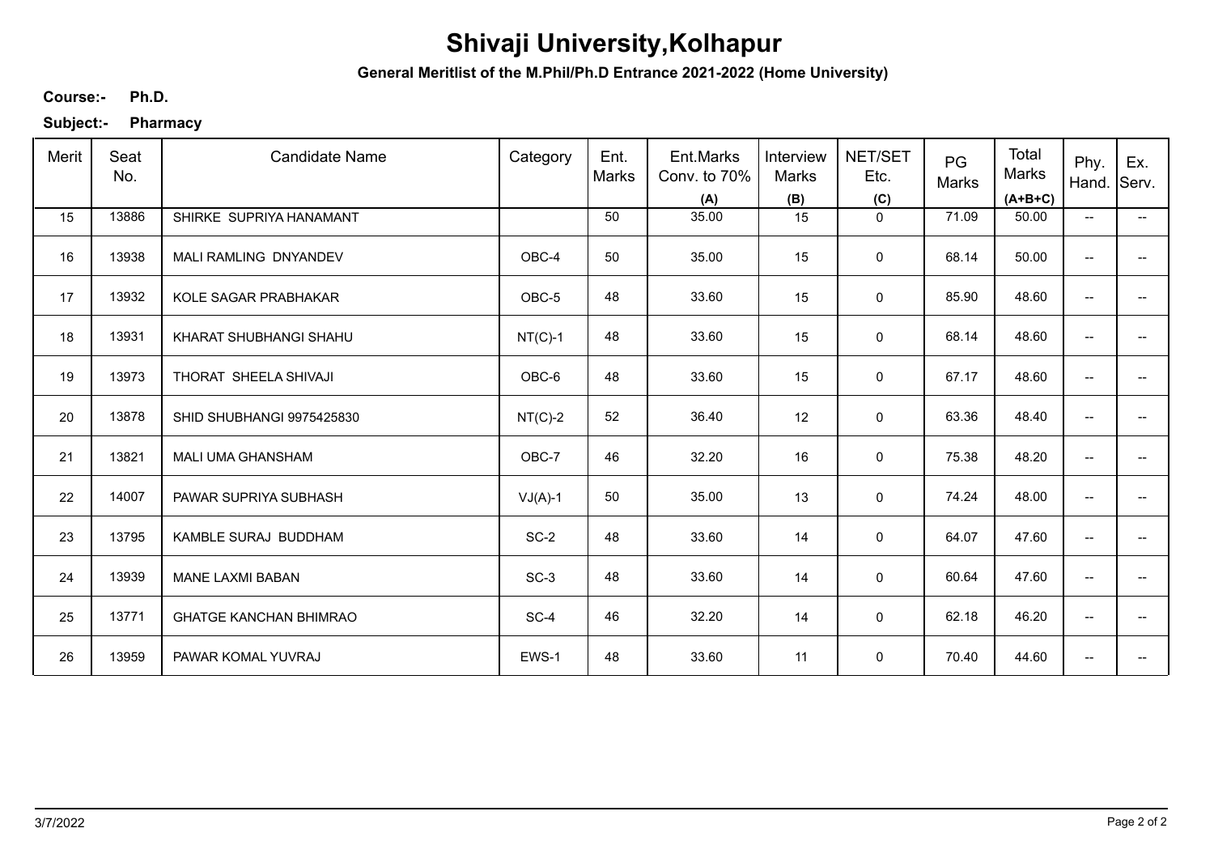# Shivaji University,Kolhapur

**General Meritlist of the M.Phil/Ph.D Entrance 2021-2022 (Home University)**

**Course:-** **Ph.D.**

**Subject:-** **Pharmacy**

| Merit | Seat No. | Candidate Name | Category | Ent. Marks | Ent.Marks Conv. to 70% (A) | Interview Marks (B) | NET/SET Etc. (C) | PG Marks | Total Marks (A+B+C) | Phy. Hand. | Ex. Serv. |
|---|---|---|---|---|---|---|---|---|---|---|---|
| 15 | 13886 | SHIRKE SUPRIYA HANAMANT | | 50 | 35.00 | 15 | 0 | 71.09 | 50.00 | -- | -- |
| 16 | 13938 | MALI RAMLING DNYANDEV | OBC-4 | 50 | 35.00 | 15 | 0 | 68.14 | 50.00 | -- | -- |
| 17 | 13932 | KOLE SAGAR PRABHAKAR | OBC-5 | 48 | 33.60 | 15 | 0 | 85.90 | 48.60 | -- | -- |
| 18 | 13931 | KHARAT SHUBHANGI SHAHU | NT(C)-1 | 48 | 33.60 | 15 | 0 | 68.14 | 48.60 | -- | -- |
| 19 | 13973 | THORAT SHEELA SHIVAJI | OBC-6 | 48 | 33.60 | 15 | 0 | 67.17 | 48.60 | -- | -- |
| 20 | 13878 | SHID SHUBHANGI 9975425830 | NT(C)-2 | 52 | 36.40 | 12 | 0 | 63.36 | 48.40 | -- | -- |
| 21 | 13821 | MALI UMA GHANSHAM | OBC-7 | 46 | 32.20 | 16 | 0 | 75.38 | 48.20 | -- | -- |
| 22 | 14007 | PAWAR SUPRIYA SUBHASH | VJ(A)-1 | 50 | 35.00 | 13 | 0 | 74.24 | 48.00 | -- | -- |
| 23 | 13795 | KAMBLE SURAJ BUDDHAM | SC-2 | 48 | 33.60 | 14 | 0 | 64.07 | 47.60 | -- | -- |
| 24 | 13939 | MANE LAXMI BABAN | SC-3 | 48 | 33.60 | 14 | 0 | 60.64 | 47.60 | -- | -- |
| 25 | 13771 | GHATGE KANCHAN BHIMRAO | SC-4 | 46 | 32.20 | 14 | 0 | 62.18 | 46.20 | -- | -- |
| 26 | 13959 | PAWAR KOMAL YUVRAJ | EWS-1 | 48 | 33.60 | 11 | 0 | 70.40 | 44.60 | -- | -- |

3/7/2022